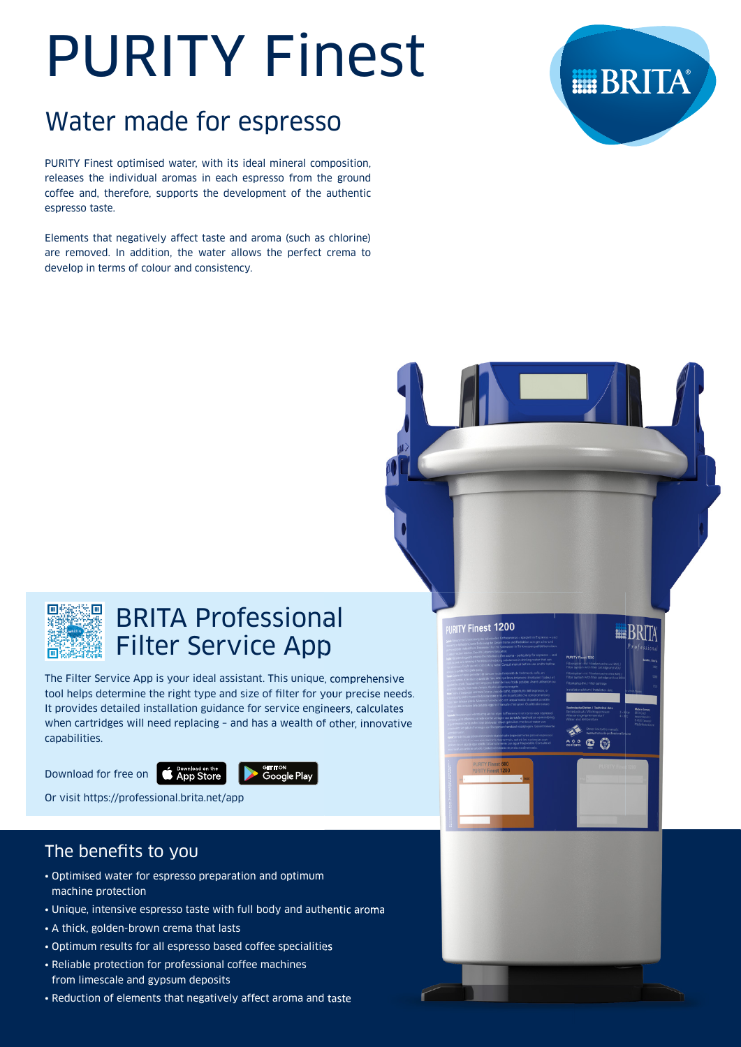# PURITY Finest

## Water made for espresso

PURITY Finest optimised water, with its ideal mineral composition, releases the individual aromas in each espresso from the ground coffee and, therefore, supports the development of the authentic espresso taste.

Elements that negatively affect taste and aroma (such as chlorine) are removed. In addition, the water allows the perfect crema to develop in terms of colour and consistency.

## BRITA Professional Filter Service App

The Filter Service App is your ideal assistant. This unique, comprehensive tool helps determine the right type and size of filter for your precise needs. It provides detailed installation guidance for service engineers, calculates when cartridges will need replacing – and has a wealth of other, innovative capabilities.

Download for free on App Store / Google Play

Or visit https://professional.brita.net/app

## The benefits to you

- Optimised water for espresso preparation and optimum machine protection
- Unique, intensive espresso taste with full body and authentic aroma
- A thick, golden-brown crema that lasts
- Optimum results for all espresso based coffee specialities
- Reliable protection for professional coffee machines from limescale and gypsum deposits
- Reduction of elements that negatively affect aroma and taste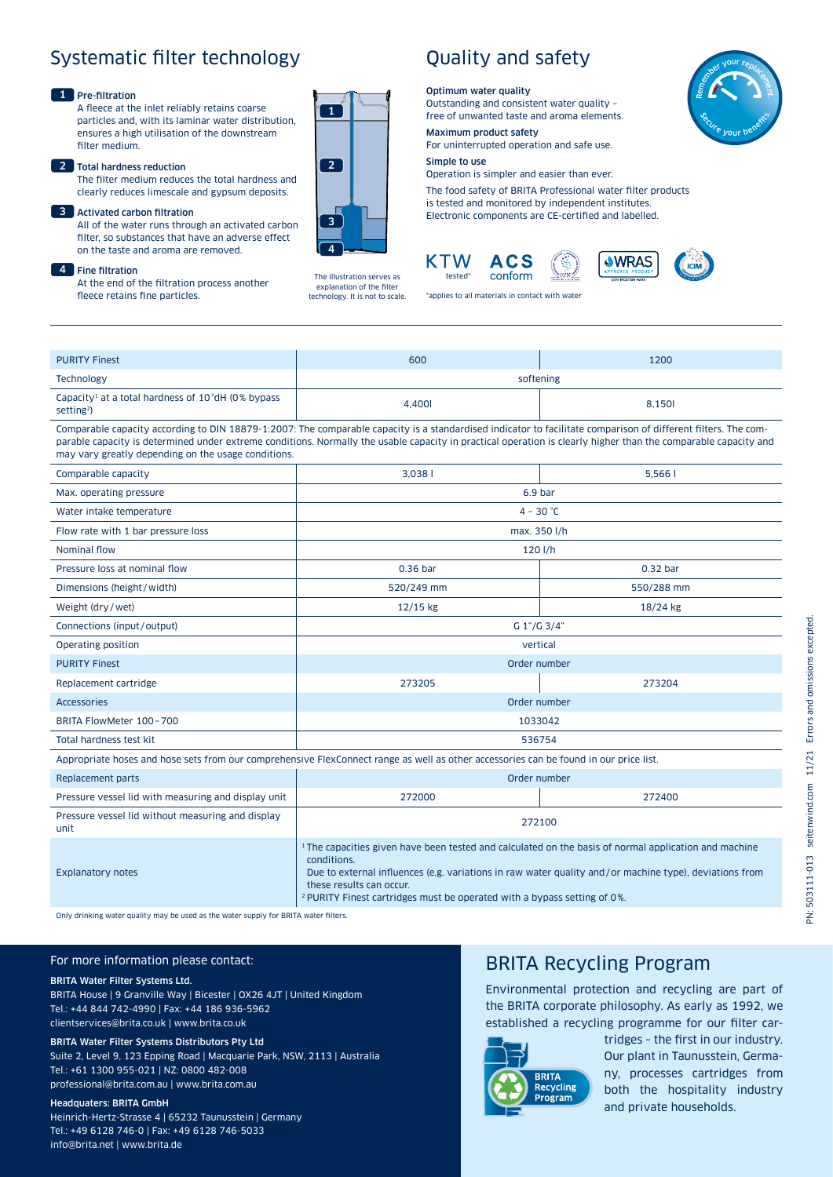## Systematic filter technology

**1 Pre-filtration**
A fleece at the inlet reliably retains coarse particles and, with its laminar water distribution, ensures a high utilisation of the downstream filter medium.

**2 Total hardness reduction**
The filter medium reduces the total hardness and clearly reduces limescale and gypsum deposits.

**3 Activated carbon filtration**
All of the water runs through an activated carbon filter, so substances that have an adverse effect on the taste and aroma are removed.

**4 Fine filtration**
At the end of the filtration process another fleece retains fine particles.

The illustration serves as explanation of the filter technology. It is not to scale.

## Quality and safety

**Optimum water quality**
Outstanding and consistent water quality – free of unwanted taste and aroma elements.

**Maximum product safety**
For uninterrupted operation and safe use.

**Simple to use**
Operation is simpler and easier than ever.

The food safety of BRITA Professional water filter products is tested and monitored by independent institutes. Electronic components are CE-certified and labelled.

Remember your replacement. Secure your benefits.

KTW tested* ACS conform WRAS APPROVED PRODUCT ICIM

*applies to all materials in contact with water

| PURITY Finest | 600 | 1200 |
|---|---|---|
| Technology | softening | |
| Capacity[1] at a total hardness of 10°dH (0% bypass setting[2]) | 4,400l | 8,150l |
| Comparable capacity according to DIN 18879-1:2007: The comparable capacity is a standardised indicator to facilitate comparison of different filters. The comparable capacity is determined under extreme conditions. Normally the usable capacity in practical operation is clearly higher than the comparable capacity and may vary greatly depending on the usage conditions. | | |
| Comparable capacity | 3,038 l | 5,566 l |
| Max. operating pressure | 6.9 bar | |
| Water intake temperature | 4 – 30 °C | |
| Flow rate with 1 bar pressure loss | max. 350 l/h | |
| Nominal flow | 120 l/h | |
| Pressure loss at nominal flow | 0.36 bar | 0.32 bar |
| Dimensions (height / width) | 520/249 mm | 550/288 mm |
| Weight (dry / wet) | 12/15 kg | 18/24 kg |
| Connections (input / output) | G 1"/G 3/4" | |
| Operating position | vertical | |
| PURITY Finest | Order number | |
| Replacement cartridge | 273205 | 273204 |
| Accessories | Order number | |
| BRITA FlowMeter 100 – 700 | 1033042 | |
| Total hardness test kit | 536754 | |
| Appropriate hoses and hose sets from our comprehensive FlexConnect range as well as other accessories can be found in our price list. | | |
| Replacement parts | Order number | |
| Pressure vessel lid with measuring and display unit | 272000 | 272400 |
| Pressure vessel lid without measuring and display unit | 272100 | |
| Explanatory notes | [1] The capacities given have been tested and calculated on the basis of normal application and machine conditions. Due to external influences (e.g. variations in raw water quality and / or machine type), deviations from these results can occur. [2] PURITY Finest cartridges must be operated with a bypass setting of 0%. | |

Only drinking water quality may be used as the water supply for BRITA water filters.

### For more information please contact:

**BRITA Water Filter Systems Ltd.**
BRITA House | 9 Granville Way | Bicester | OX26 4JT | United Kingdom
Tel.: +44 844 742-4990 | Fax: +44 186 936-5962
clientservices@brita.co.uk | www.brita.co.uk

**BRITA Water Filter Systems Distributors Pty Ltd**
Suite 2, Level 9, 123 Epping Road | Macquarie Park, NSW, 2113 | Australia
Tel.: +61 1300 955-021 | NZ: 0800 482-008
professional@brita.com.au | www.brita.com.au

**Headquaters: BRITA GmbH**
Heinrich-Hertz-Strasse 4 | 65232 Taunusstein | Germany
Tel.: +49 6128 746-0 | Fax: +49 6128 746-5033
info@brita.net | www.brita.de

## BRITA Recycling Program

Environmental protection and recycling are part of the BRITA corporate philosophy. As early as 1992, we established a recycling programme for our filter cartridges – the first in our industry. Our plant in Taunusstein, Germany, processes cartridges from both the hospitality industry and private households.

BRITA Recycling Program

PN: 503111-013 seitenwind.com 11/21 Errors and omissions excepted.